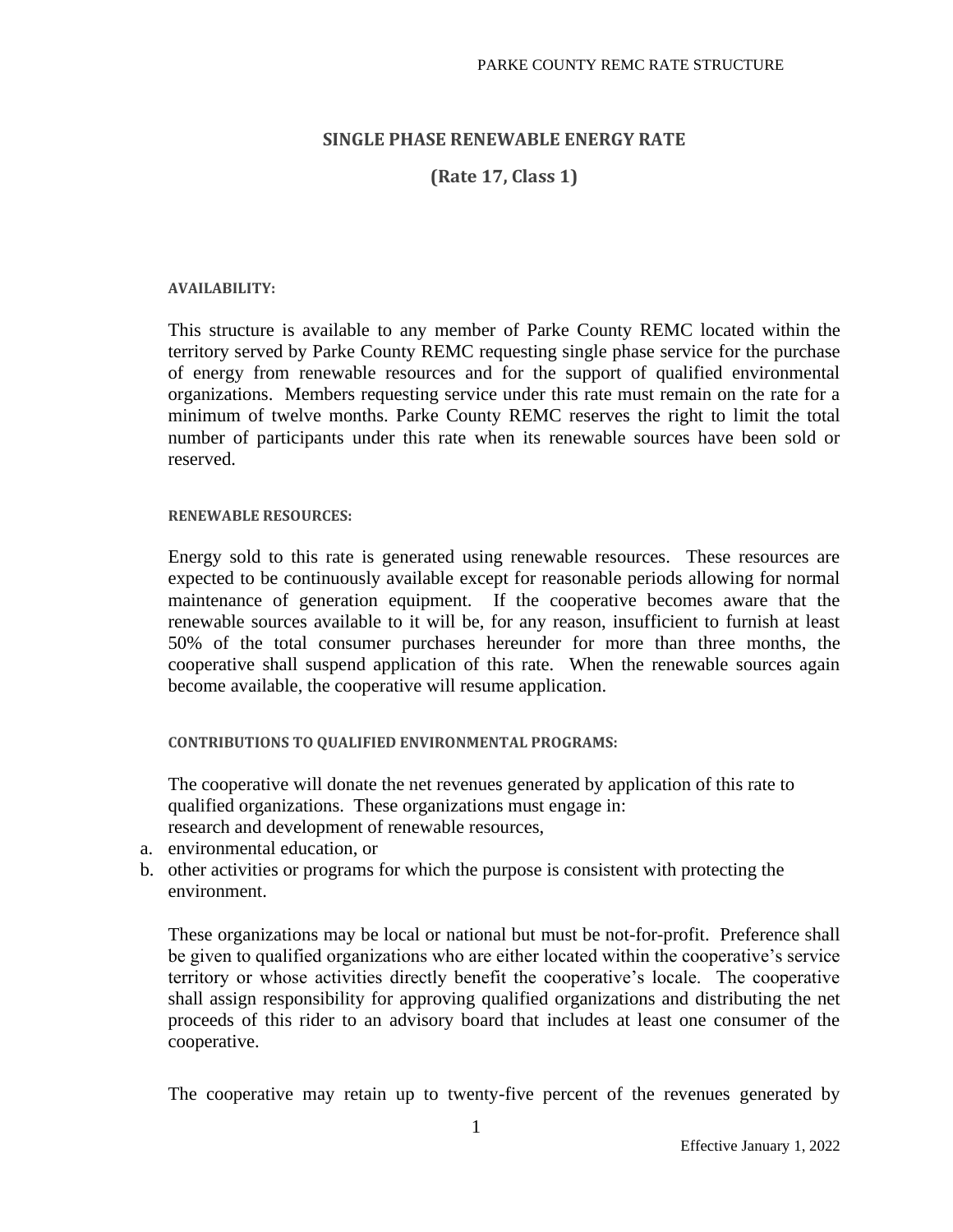# SINGLE PHASE RENEWABLE ENERGY RATE

## (Rate 17, Class 1)

### AVAILABILITY:

This structure is available to any member of Parke County REMC located within the territory served by Parke County REMC requesting single phase service for the purchase of energy from renewable resources and for the support of qualified environmental organizations. Members requesting service under this rate must remain on the rate for a minimum of twelve months. Parke County REMC reserves the right to limit the total number of participants under this rate when its renewable sources have been sold or reserved.

### RENEWABLE RESOURCES:

Energy sold to this rate is generated using renewable resources. These resources are expected to be continuously available except for reasonable periods allowing for normal maintenance of generation equipment. If the cooperative becomes aware that the renewable sources available to it will be, for any reason, insufficient to furnish at least 50% of the total consumer purchases hereunder for more than three months, the cooperative shall suspend application of this rate. When the renewable sources again become available, the cooperative will resume application.

### CONTRIBUTIONS TO QUALIFIED ENVIRONMENTAL PROGRAMS:

The cooperative will donate the net revenues generated by application of this rate to qualified organizations. These organizations must engage in:
research and development of renewable resources,

a. environmental education, or
b. other activities or programs for which the purpose is consistent with protecting the environment.

These organizations may be local or national but must be not-for-profit. Preference shall be given to qualified organizations who are either located within the cooperative's service territory or whose activities directly benefit the cooperative's locale. The cooperative shall assign responsibility for approving qualified organizations and distributing the net proceeds of this rider to an advisory board that includes at least one consumer of the cooperative.

The cooperative may retain up to twenty-five percent of the revenues generated by

Effective January 1, 2022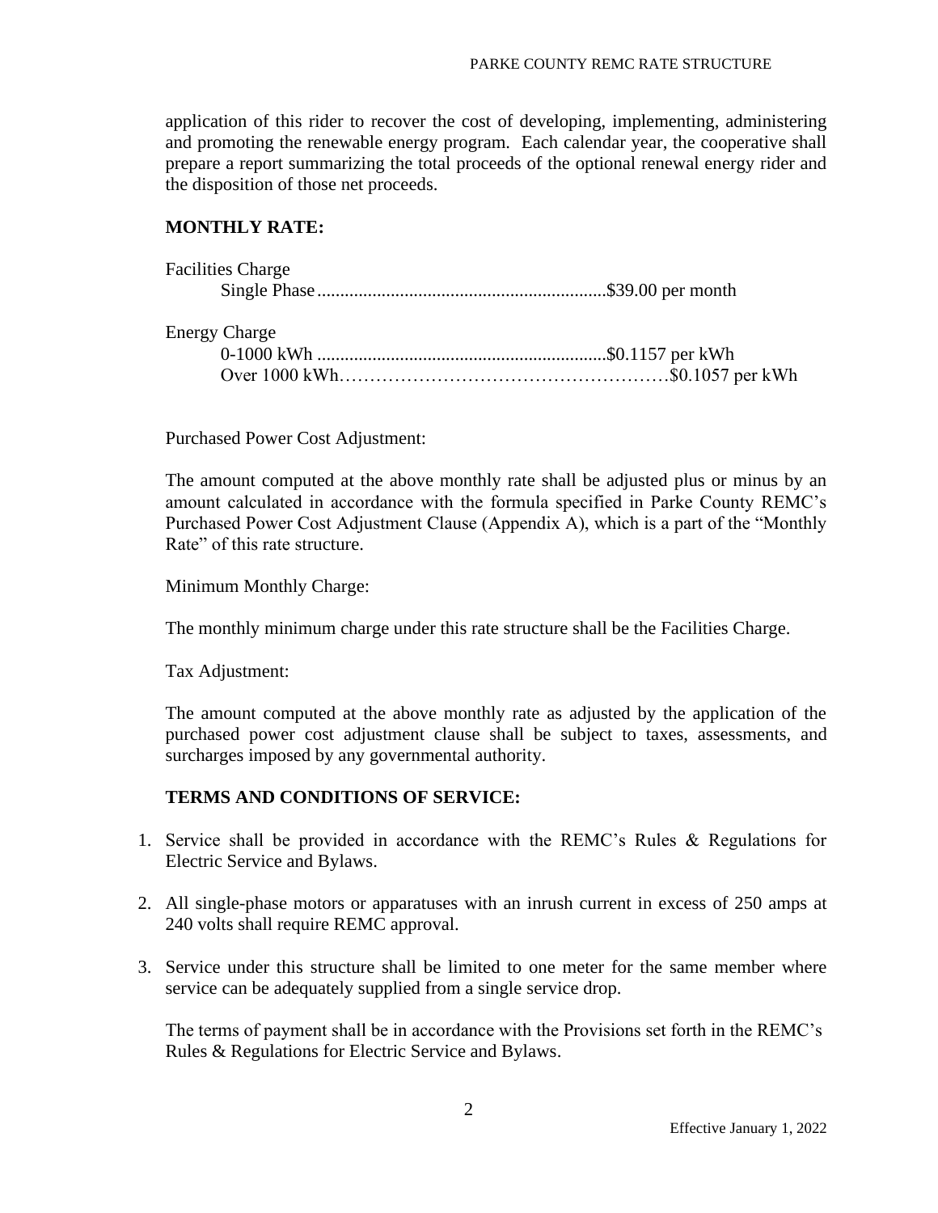application of this rider to recover the cost of developing, implementing, administering and promoting the renewable energy program. Each calendar year, the cooperative shall prepare a report summarizing the total proceeds of the optional renewal energy rider and the disposition of those net proceeds.

**MONTHLY RATE:**

Facilities Charge
Single Phase...............................................................$39.00 per month

Energy Charge
0-1000 kWh ...............................................................$0.1157 per kWh
Over 1000 kWh……………………………………………$0.1057 per kWh

Purchased Power Cost Adjustment:

The amount computed at the above monthly rate shall be adjusted plus or minus by an amount calculated in accordance with the formula specified in Parke County REMC's Purchased Power Cost Adjustment Clause (Appendix A), which is a part of the "Monthly Rate" of this rate structure.

Minimum Monthly Charge:

The monthly minimum charge under this rate structure shall be the Facilities Charge.

Tax Adjustment:

The amount computed at the above monthly rate as adjusted by the application of the purchased power cost adjustment clause shall be subject to taxes, assessments, and surcharges imposed by any governmental authority.

**TERMS AND CONDITIONS OF SERVICE:**

1. Service shall be provided in accordance with the REMC's Rules & Regulations for Electric Service and Bylaws.

2. All single-phase motors or apparatuses with an inrush current in excess of 250 amps at 240 volts shall require REMC approval.

3. Service under this structure shall be limited to one meter for the same member where service can be adequately supplied from a single service drop.

The terms of payment shall be in accordance with the Provisions set forth in the REMC's Rules & Regulations for Electric Service and Bylaws.

Effective January 1, 2022